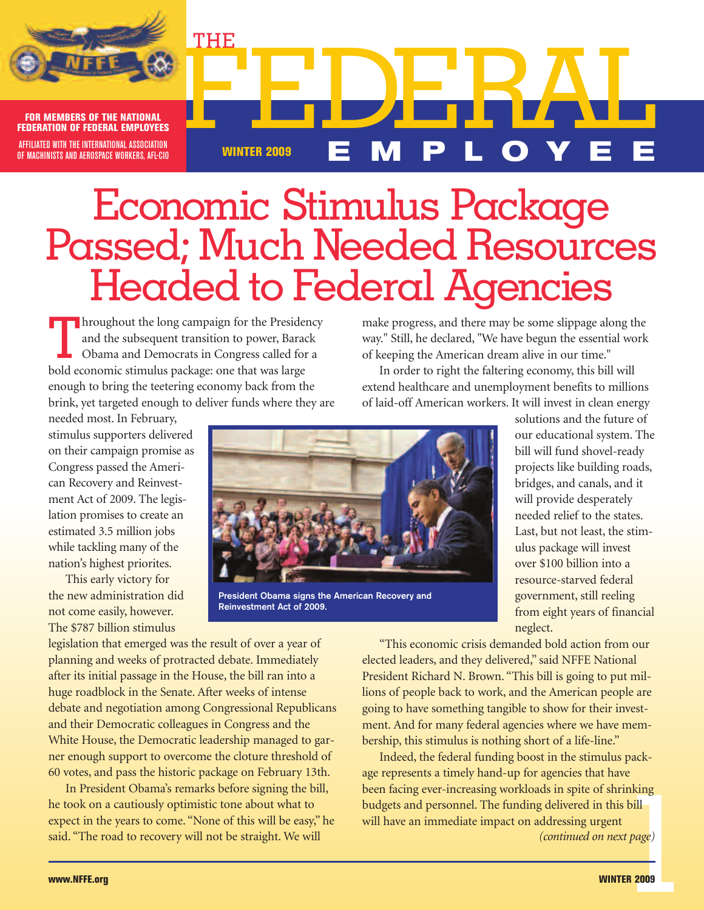FOR MEMBERS OF THE NATIONAL FEDERATION OF FEDERAL EMPLOYEES

AFFILIATED WITH THE INTERNATIONAL ASSOCIATION OF MACHINISTS AND AEROSPACE WORKERS, AFL-CIO

# THE FEDERAL EMPLOYEE

WINTER 2009

# Economic Stimulus Package Passed; Much Needed Resources Headed to Federal Agencies

Throughout the long campaign for the Presidency and the subsequent transition to power, Barack Obama and Democrats in Congress called for a bold economic stimulus package: one that was large enough to bring the teetering economy back from the brink, yet targeted enough to deliver funds where they are needed most. In February, stimulus supporters delivered on their campaign promise as Congress passed the American Recovery and Reinvestment Act of 2009. The legislation promises to create an estimated 3.5 million jobs while tackling many of the nation's highest priorites.

This early victory for the new administration did not come easily, however. The $787 billion stimulus legislation that emerged was the result of over a year of planning and weeks of protracted debate. Immediately after its initial passage in the House, the bill ran into a huge roadblock in the Senate. After weeks of intense debate and negotiation among Congressional Republicans and their Democratic colleagues in Congress and the White House, the Democratic leadership managed to garner enough support to overcome the cloture threshold of 60 votes, and pass the historic package on February 13th.

In President Obama's remarks before signing the bill, he took on a cautiously optimistic tone about what to expect in the years to come. "None of this will be easy," he said. "The road to recovery will not be straight. We will make progress, and there may be some slippage along the way." Still, he declared, "We have begun the essential work of keeping the American dream alive in our time."

President Obama signs the American Recovery and Reinvestment Act of 2009.

In order to right the faltering economy, this bill will extend healthcare and unemployment benefits to millions of laid-off American workers. It will invest in clean energy solutions and the future of our educational system. The bill will fund shovel-ready projects like building roads, bridges, and canals, and it will provide desperately needed relief to the states. Last, but not least, the stimulus package will invest over $100 billion into a resource-starved federal government, still reeling from eight years of financial neglect.

"This economic crisis demanded bold action from our elected leaders, and they delivered," said NFFE National President Richard N. Brown. "This bill is going to put millions of people back to work, and the American people are going to have something tangible to show for their investment. And for many federal agencies where we have membership, this stimulus is nothing short of a life-line."

Indeed, the federal funding boost in the stimulus package represents a timely hand-up for agencies that have been facing ever-increasing workloads in spite of shrinking budgets and personnel. The funding delivered in this bill will have an immediate impact on addressing urgent

*(continued on next page)*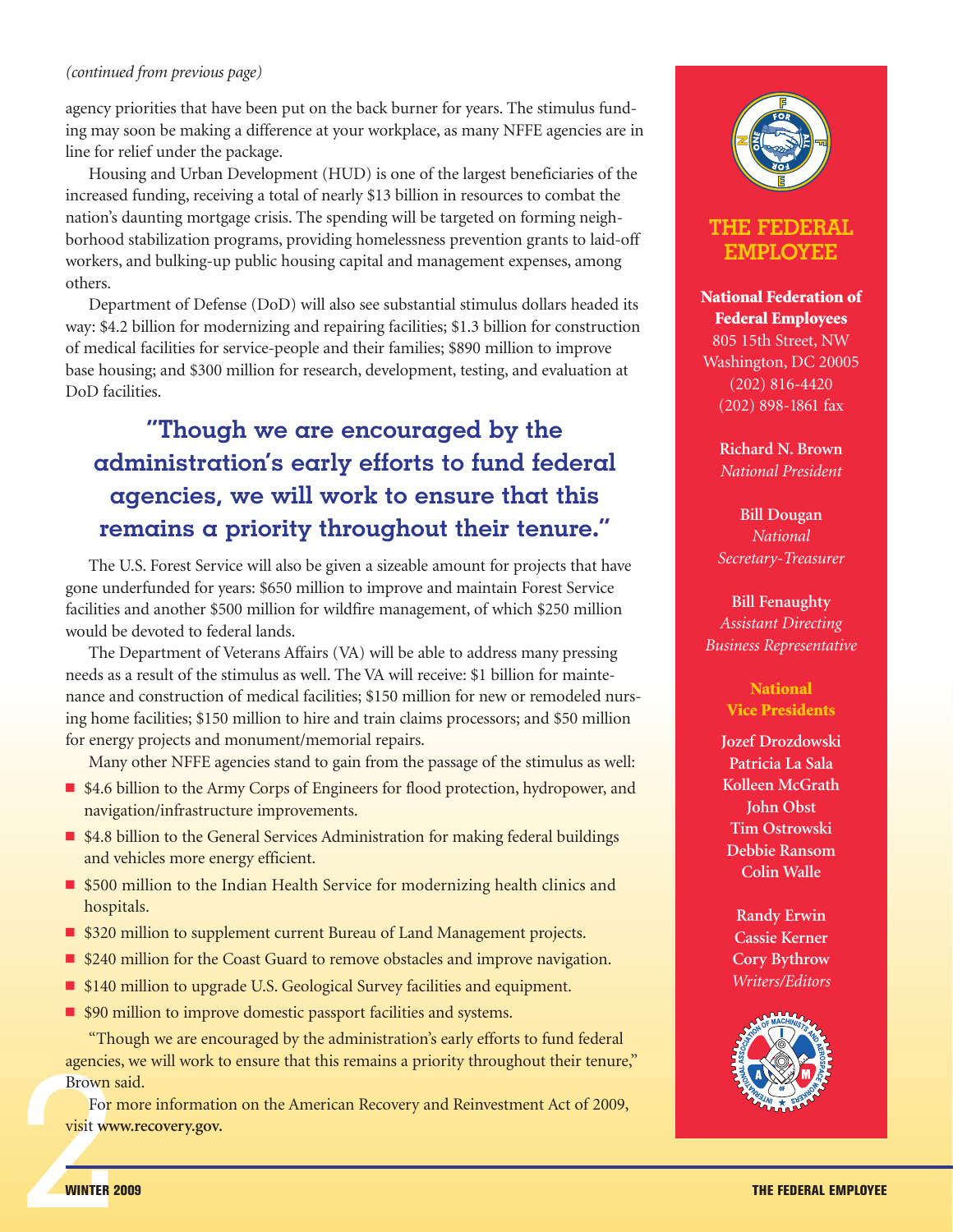*(continued from previous page)*

agency priorities that have been put on the back burner for years. The stimulus funding may soon be making a difference at your workplace, as many NFFE agencies are in line for relief under the package.

Housing and Urban Development (HUD) is one of the largest beneficiaries of the increased funding, receiving a total of nearly $13 billion in resources to combat the nation's daunting mortgage crisis. The spending will be targeted on forming neighborhood stabilization programs, providing homelessness prevention grants to laid-off workers, and bulking-up public housing capital and management expenses, among others.

Department of Defense (DoD) will also see substantial stimulus dollars headed its way: $4.2 billion for modernizing and repairing facilities; $1.3 billion for construction of medical facilities for service-people and their families; $890 million to improve base housing; and $300 million for research, development, testing, and evaluation at DoD facilities.

> **"Though we are encouraged by the administration's early efforts to fund federal agencies, we will work to ensure that this remains a priority throughout their tenure."**

The U.S. Forest Service will also be given a sizeable amount for projects that have gone underfunded for years: $650 million to improve and maintain Forest Service facilities and another $500 million for wildfire management, of which $250 million would be devoted to federal lands.

The Department of Veterans Affairs (VA) will be able to address many pressing needs as a result of the stimulus as well. The VA will receive: $1 billion for maintenance and construction of medical facilities; $150 million for new or remodeled nursing home facilities; $150 million to hire and train claims processors; and $50 million for energy projects and monument/memorial repairs.

Many other NFFE agencies stand to gain from the passage of the stimulus as well:

- $4.6 billion to the Army Corps of Engineers for flood protection, hydropower, and navigation/infrastructure improvements.
- $4.8 billion to the General Services Administration for making federal buildings and vehicles more energy efficient.
- $500 million to the Indian Health Service for modernizing health clinics and hospitals.
- $320 million to supplement current Bureau of Land Management projects.
- $240 million for the Coast Guard to remove obstacles and improve navigation.
- $140 million to upgrade U.S. Geological Survey facilities and equipment.
- $90 million to improve domestic passport facilities and systems.

"Though we are encouraged by the administration's early efforts to fund federal agencies, we will work to ensure that this remains a priority throughout their tenure," Brown said.

For more information on the American Recovery and Reinvestment Act of 2009, visit **www.recovery.gov.**

## THE FEDERAL EMPLOYEE

**National Federation of Federal Employees**
805 15th Street, NW
Washington, DC 20005
(202) 816-4420
(202) 898-1861 fax

**Richard N. Brown**
*National President*

**Bill Dougan**
*National Secretary-Treasurer*

**Bill Fenaughty**
*Assistant Directing Business Representative*

**National Vice Presidents**

**Jozef Drozdowski**
**Patricia La Sala**
**Kolleen McGrath**
**John Obst**
**Tim Ostrowski**
**Debbie Ransom**
**Colin Walle**

**Randy Erwin**
**Cassie Kerner**
**Cory Bythrow**
*Writers/Editors*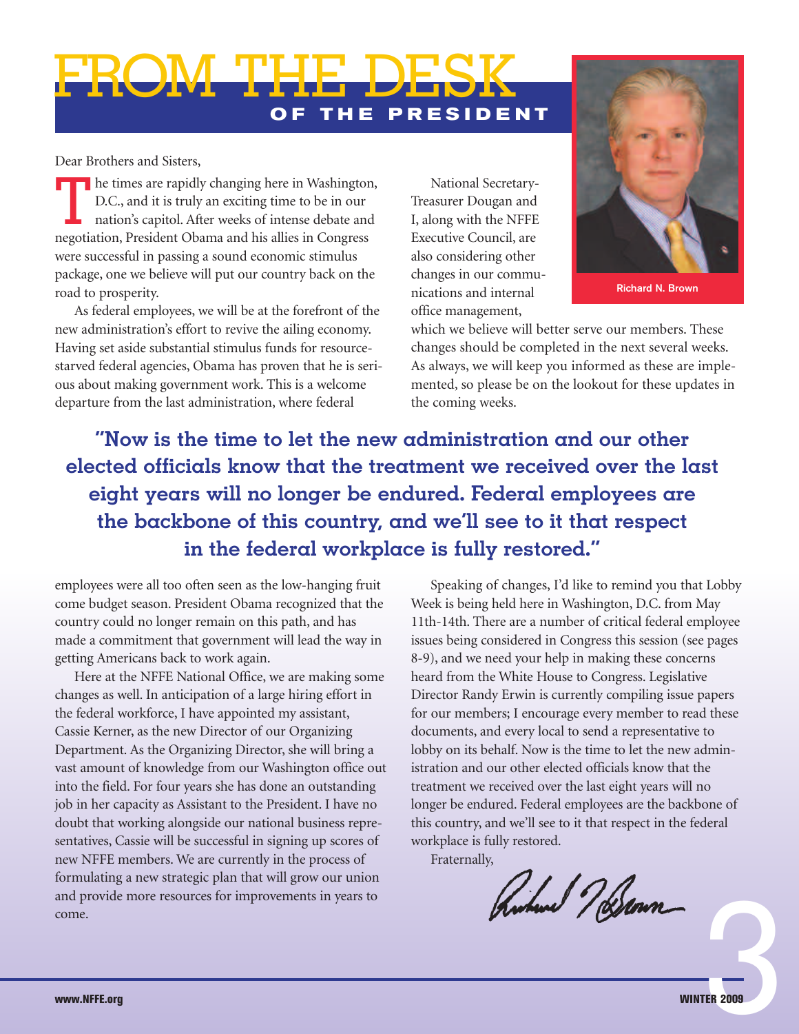# FROM THE DESK
## OF THE PRESIDENT

Dear Brothers and Sisters,

The times are rapidly changing here in Washington, D.C., and it is truly an exciting time to be in our nation's capitol. After weeks of intense debate and negotiation, President Obama and his allies in Congress were successful in passing a sound economic stimulus package, one we believe will put our country back on the road to prosperity.

As federal employees, we will be at the forefront of the new administration's effort to revive the ailing economy. Having set aside substantial stimulus funds for resource-starved federal agencies, Obama has proven that he is serious about making government work. This is a welcome departure from the last administration, where federal employees were all too often seen as the low-hanging fruit come budget season. President Obama recognized that the country could no longer remain on this path, and has made a commitment that government will lead the way in getting Americans back to work again.

Here at the NFFE National Office, we are making some changes as well. In anticipation of a large hiring effort in the federal workforce, I have appointed my assistant, Cassie Kerner, as the new Director of our Organizing Department. As the Organizing Director, she will bring a vast amount of knowledge from our Washington office out into the field. For four years she has done an outstanding job in her capacity as Assistant to the President. I have no doubt that working alongside our national business representatives, Cassie will be successful in signing up scores of new NFFE members. We are currently in the process of formulating a new strategic plan that will grow our union and provide more resources for improvements in years to come.

National Secretary-Treasurer Dougan and I, along with the NFFE Executive Council, are also considering other changes in our communications and internal office management, which we believe will better serve our members. These changes should be completed in the next several weeks. As always, we will keep you informed as these are implemented, so please be on the lookout for these updates in the coming weeks.

Richard N. Brown

**"Now is the time to let the new administration and our other elected officials know that the treatment we received over the last eight years will no longer be endured. Federal employees are the backbone of this country, and we'll see to it that respect in the federal workplace is fully restored."**

Speaking of changes, I'd like to remind you that Lobby Week is being held here in Washington, D.C. from May 11th-14th. There are a number of critical federal employee issues being considered in Congress this session (see pages 8-9), and we need your help in making these concerns heard from the White House to Congress. Legislative Director Randy Erwin is currently compiling issue papers for our members; I encourage every member to read these documents, and every local to send a representative to lobby on its behalf. Now is the time to let the new administration and our other elected officials know that the treatment we received over the last eight years will no longer be endured. Federal employees are the backbone of this country, and we'll see to it that respect in the federal workplace is fully restored.

Fraternally,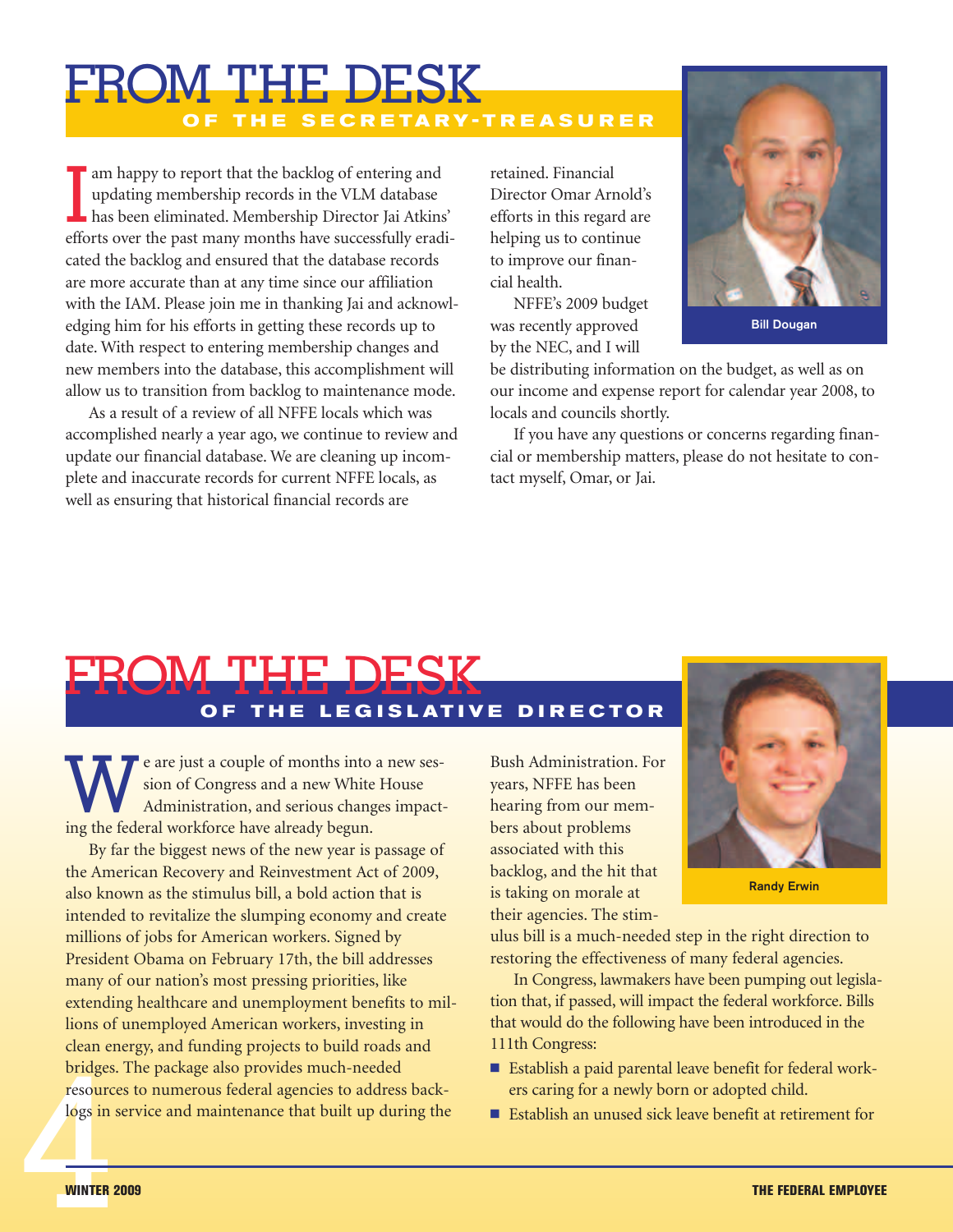# FROM THE DESK OF THE SECRETARY-TREASURER

I am happy to report that the backlog of entering and updating membership records in the VLM database has been eliminated. Membership Director Jai Atkins' efforts over the past many months have successfully eradicated the backlog and ensured that the database records are more accurate than at any time since our affiliation with the IAM. Please join me in thanking Jai and acknowledging him for his efforts in getting these records up to date. With respect to entering membership changes and new members into the database, this accomplishment will allow us to transition from backlog to maintenance mode.

As a result of a review of all NFFE locals which was accomplished nearly a year ago, we continue to review and update our financial database. We are cleaning up incomplete and inaccurate records for current NFFE locals, as well as ensuring that historical financial records are retained. Financial Director Omar Arnold's efforts in this regard are helping us to continue to improve our financial health.

NFFE's 2009 budget was recently approved by the NEC, and I will be distributing information on the budget, as well as on our income and expense report for calendar year 2008, to locals and councils shortly.

If you have any questions or concerns regarding financial or membership matters, please do not hesitate to contact myself, Omar, or Jai.

Bill Dougan

# FROM THE DESK OF THE LEGISLATIVE DIRECTOR

We are just a couple of months into a new session of Congress and a new White House Administration, and serious changes impacting the federal workforce have already begun.

By far the biggest news of the new year is passage of the American Recovery and Reinvestment Act of 2009, also known as the stimulus bill, a bold action that is intended to revitalize the slumping economy and create millions of jobs for American workers. Signed by President Obama on February 17th, the bill addresses many of our nation's most pressing priorities, like extending healthcare and unemployment benefits to millions of unemployed American workers, investing in clean energy, and funding projects to build roads and bridges. The package also provides much-needed resources to numerous federal agencies to address backlogs in service and maintenance that built up during the Bush Administration. For years, NFFE has been hearing from our members about problems associated with this backlog, and the hit that is taking on morale at their agencies. The stimulus bill is a much-needed step in the right direction to restoring the effectiveness of many federal agencies.

In Congress, lawmakers have been pumping out legislation that, if passed, will impact the federal workforce. Bills that would do the following have been introduced in the 111th Congress:

- Establish a paid parental leave benefit for federal workers caring for a newly born or adopted child.
- Establish an unused sick leave benefit at retirement for

Randy Erwin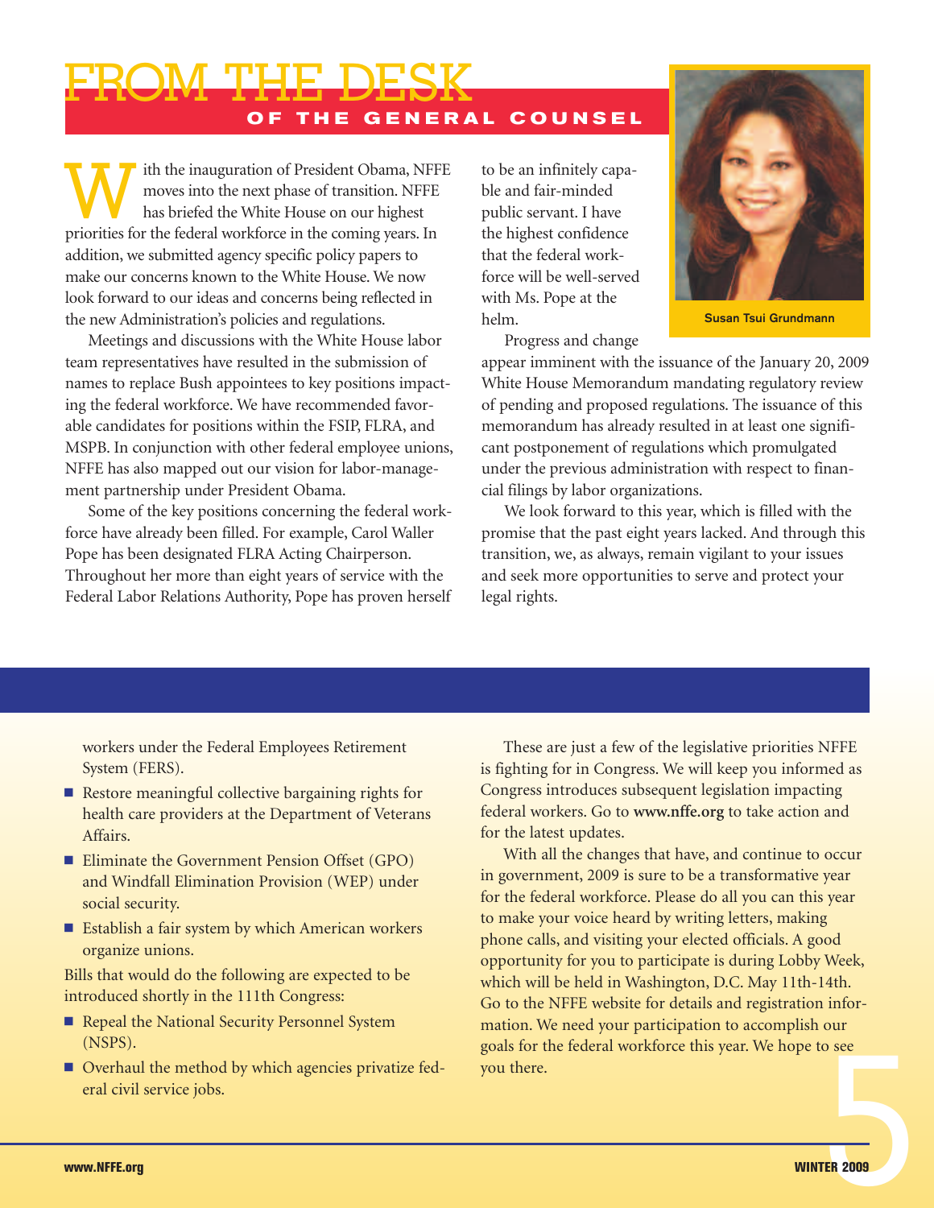# FROM THE DESK
## OF THE GENERAL COUNSEL

With the inauguration of President Obama, NFFE moves into the next phase of transition. NFFE has briefed the White House on our highest priorities for the federal workforce in the coming years. In addition, we submitted agency specific policy papers to make our concerns known to the White House. We now look forward to our ideas and concerns being reflected in the new Administration's policies and regulations.

Meetings and discussions with the White House labor team representatives have resulted in the submission of names to replace Bush appointees to key positions impacting the federal workforce. We have recommended favorable candidates for positions within the FSIP, FLRA, and MSPB. In conjunction with other federal employee unions, NFFE has also mapped out our vision for labor-management partnership under President Obama.

Some of the key positions concerning the federal workforce have already been filled. For example, Carol Waller Pope has been designated FLRA Acting Chairperson. Throughout her more than eight years of service with the Federal Labor Relations Authority, Pope has proven herself to be an infinitely capable and fair-minded public servant. I have the highest confidence that the federal workforce will be well-served with Ms. Pope at the helm.

Susan Tsui Grundmann

Progress and change appear imminent with the issuance of the January 20, 2009 White House Memorandum mandating regulatory review of pending and proposed regulations. The issuance of this memorandum has already resulted in at least one significant postponement of regulations which promulgated under the previous administration with respect to financial filings by labor organizations.

We look forward to this year, which is filled with the promise that the past eight years lacked. And through this transition, we, as always, remain vigilant to your issues and seek more opportunities to serve and protect your legal rights.

---

workers under the Federal Employees Retirement System (FERS).

- Restore meaningful collective bargaining rights for health care providers at the Department of Veterans Affairs.
- Eliminate the Government Pension Offset (GPO) and Windfall Elimination Provision (WEP) under social security.
- Establish a fair system by which American workers organize unions.

Bills that would do the following are expected to be introduced shortly in the 111th Congress:

- Repeal the National Security Personnel System (NSPS).
- Overhaul the method by which agencies privatize federal civil service jobs.

These are just a few of the legislative priorities NFFE is fighting for in Congress. We will keep you informed as Congress introduces subsequent legislation impacting federal workers. Go to **www.nffe.org** to take action and for the latest updates.

With all the changes that have, and continue to occur in government, 2009 is sure to be a transformative year for the federal workforce. Please do all you can this year to make your voice heard by writing letters, making phone calls, and visiting your elected officials. A good opportunity for you to participate is during Lobby Week, which will be held in Washington, D.C. May 11th-14th. Go to the NFFE website for details and registration information. We need your participation to accomplish our goals for the federal workforce this year. We hope to see you there.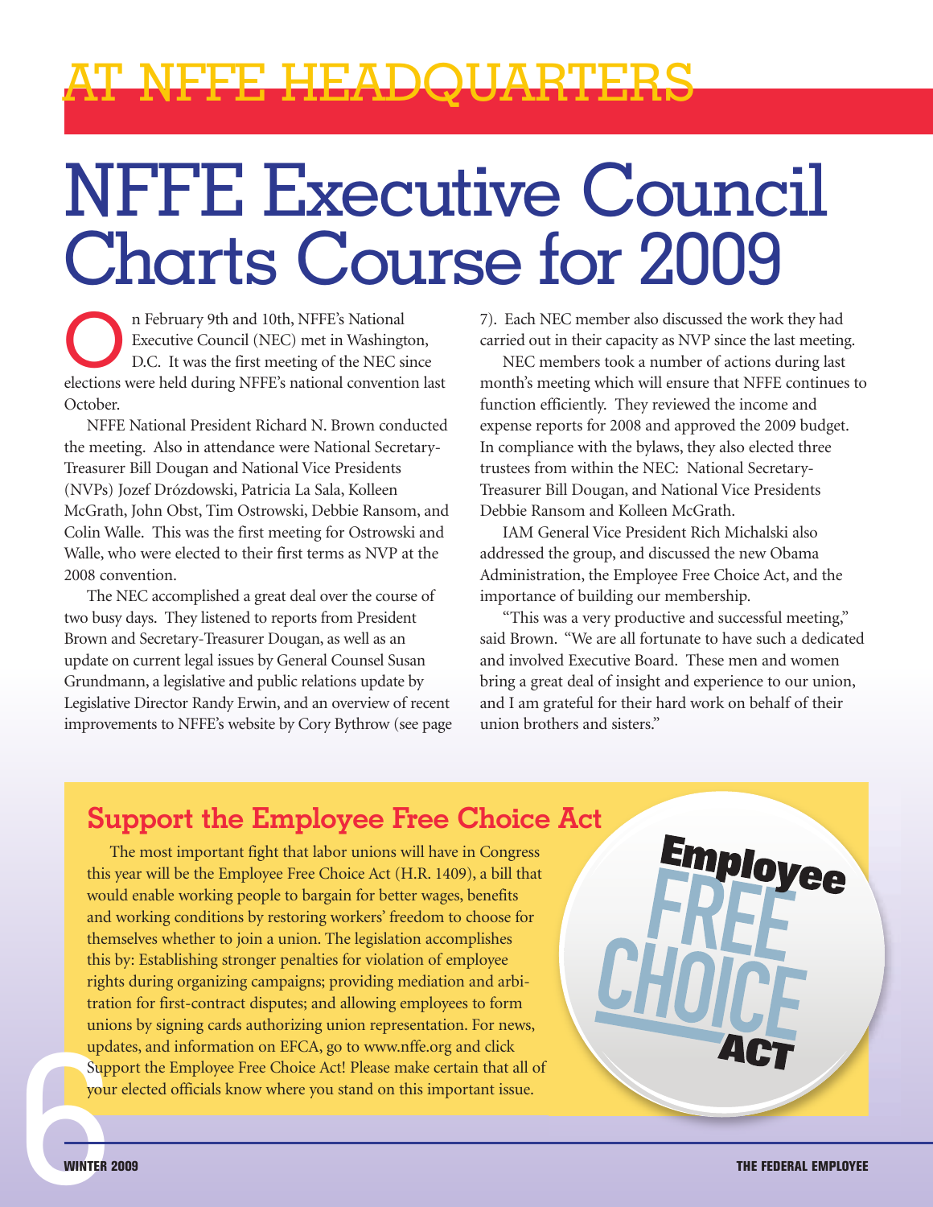# AT NFFE HEADQUARTERS

# NFFE Executive Council Charts Course for 2009

On February 9th and 10th, NFFE's National Executive Council (NEC) met in Washington, D.C. It was the first meeting of the NEC since elections were held during NFFE's national convention last October.

NFFE National President Richard N. Brown conducted the meeting. Also in attendance were National Secretary-Treasurer Bill Dougan and National Vice Presidents (NVPs) Jozef Drózdowski, Patricia La Sala, Kolleen McGrath, John Obst, Tim Ostrowski, Debbie Ransom, and Colin Walle. This was the first meeting for Ostrowski and Walle, who were elected to their first terms as NVP at the 2008 convention.

The NEC accomplished a great deal over the course of two busy days. They listened to reports from President Brown and Secretary-Treasurer Dougan, as well as an update on current legal issues by General Counsel Susan Grundmann, a legislative and public relations update by Legislative Director Randy Erwin, and an overview of recent improvements to NFFE's website by Cory Bythrow (see page 7). Each NEC member also discussed the work they had carried out in their capacity as NVP since the last meeting.

NEC members took a number of actions during last month's meeting which will ensure that NFFE continues to function efficiently. They reviewed the income and expense reports for 2008 and approved the 2009 budget. In compliance with the bylaws, they also elected three trustees from within the NEC: National Secretary-Treasurer Bill Dougan, and National Vice Presidents Debbie Ransom and Kolleen McGrath.

IAM General Vice President Rich Michalski also addressed the group, and discussed the new Obama Administration, the Employee Free Choice Act, and the importance of building our membership.

"This was a very productive and successful meeting," said Brown. "We are all fortunate to have such a dedicated and involved Executive Board. These men and women bring a great deal of insight and experience to our union, and I am grateful for their hard work on behalf of their union brothers and sisters."

## Support the Employee Free Choice Act

The most important fight that labor unions will have in Congress this year will be the Employee Free Choice Act (H.R. 1409), a bill that would enable working people to bargain for better wages, benefits and working conditions by restoring workers' freedom to choose for themselves whether to join a union. The legislation accomplishes this by: Establishing stronger penalties for violation of employee rights during organizing campaigns; providing mediation and arbitration for first-contract disputes; and allowing employees to form unions by signing cards authorizing union representation. For news, updates, and information on EFCA, go to www.nffe.org and click Support the Employee Free Choice Act! Please make certain that all of your elected officials know where you stand on this important issue.

Employee FREE CHOICE ACT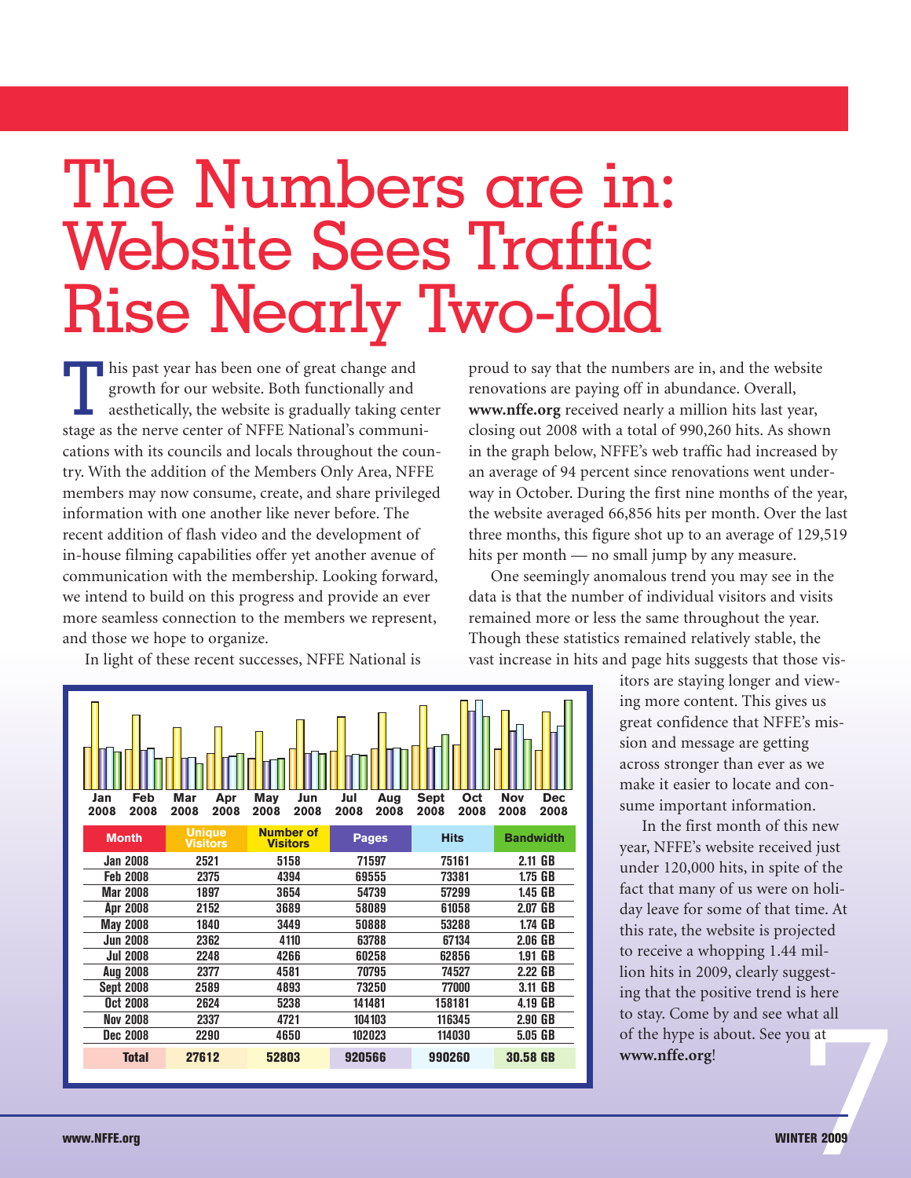# The Numbers are in: Website Sees Traffic Rise Nearly Two-fold

This past year has been one of great change and growth for our website. Both functionally and aesthetically, the website is gradually taking center stage as the nerve center of NFFE National's communications with its councils and locals throughout the country. With the addition of the Members Only Area, NFFE members may now consume, create, and share privileged information with one another like never before. The recent addition of flash video and the development of in-house filming capabilities offer yet another avenue of communication with the membership. Looking forward, we intend to build on this progress and provide an ever more seamless connection to the members we represent, and those we hope to organize.

In light of these recent successes, NFFE National is proud to say that the numbers are in, and the website renovations are paying off in abundance. Overall, **www.nffe.org** received nearly a million hits last year, closing out 2008 with a total of 990,260 hits. As shown in the graph below, NFFE's web traffic had increased by an average of 94 percent since renovations went underway in October. During the first nine months of the year, the website averaged 66,856 hits per month. Over the last three months, this figure shot up to an average of 129,519 hits per month — no small jump by any measure.

One seemingly anomalous trend you may see in the data is that the number of individual visitors and visits remained more or less the same throughout the year. Though these statistics remained relatively stable, the vast increase in hits and page hits suggests that those visitors are staying longer and viewing more content. This gives us great confidence that NFFE's mission and message are getting across stronger than ever as we make it easier to locate and consume important information.

In the first month of this new year, NFFE's website received just under 120,000 hits, in spite of the fact that many of us were on holiday leave for some of that time. At this rate, the website is projected to receive a whopping 1.44 million hits in 2009, clearly suggesting that the positive trend is here to stay. Come by and see what all of the hype is about. See you at **www.nffe.org**!

| Month | Unique Visitors | Number of Visitors | Pages | Hits | Bandwidth |
|---|---|---|---|---|---|
| Jan 2008 | 2521 | 5158 | 71597 | 75161 | 2.11 GB |
| Feb 2008 | 2375 | 4394 | 69555 | 73381 | 1.75 GB |
| Mar 2008 | 1897 | 3654 | 54739 | 57299 | 1.45 GB |
| Apr 2008 | 2152 | 3689 | 58089 | 61058 | 2.07 GB |
| May 2008 | 1840 | 3449 | 50888 | 53288 | 1.74 GB |
| Jun 2008 | 2362 | 4110 | 63788 | 67134 | 2.06 GB |
| Jul 2008 | 2248 | 4266 | 60258 | 62856 | 1.91 GB |
| Aug 2008 | 2377 | 4581 | 70795 | 74527 | 2.22 GB |
| Sept 2008 | 2589 | 4893 | 73250 | 77000 | 3.11 GB |
| Oct 2008 | 2624 | 5238 | 141481 | 158181 | 4.19 GB |
| Nov 2008 | 2337 | 4721 | 104103 | 116345 | 2.90 GB |
| Dec 2008 | 2290 | 4650 | 102023 | 114030 | 5.05 GB |
| **Total** | **27612** | **52803** | **920566** | **990260** | **30.58 GB** |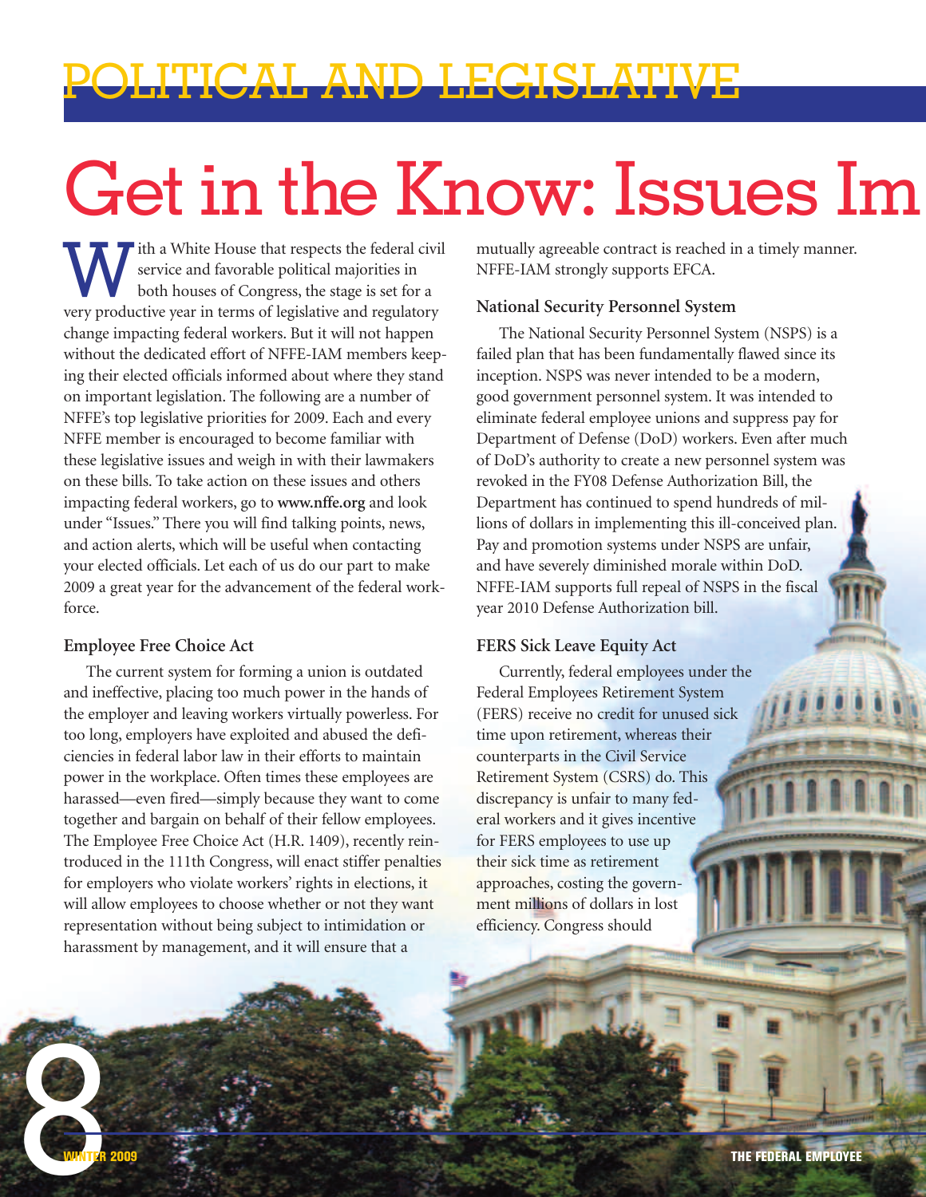# POLITICAL AND LEGISLATIVE

# Get in the Know: Issues Im

With a White House that respects the federal civil service and favorable political majorities in both houses of Congress, the stage is set for a very productive year in terms of legislative and regulatory change impacting federal workers. But it will not happen without the dedicated effort of NFFE-IAM members keeping their elected officials informed about where they stand on important legislation. The following are a number of NFFE's top legislative priorities for 2009. Each and every NFFE member is encouraged to become familiar with these legislative issues and weigh in with their lawmakers on these bills. To take action on these issues and others impacting federal workers, go to **www.nffe.org** and look under "Issues." There you will find talking points, news, and action alerts, which will be useful when contacting your elected officials. Let each of us do our part to make 2009 a great year for the advancement of the federal workforce.

### Employee Free Choice Act

The current system for forming a union is outdated and ineffective, placing too much power in the hands of the employer and leaving workers virtually powerless. For too long, employers have exploited and abused the deficiencies in federal labor law in their efforts to maintain power in the workplace. Often times these employees are harassed—even fired—simply because they want to come together and bargain on behalf of their fellow employees. The Employee Free Choice Act (H.R. 1409), recently reintroduced in the 111th Congress, will enact stiffer penalties for employers who violate workers' rights in elections, it will allow employees to choose whether or not they want representation without being subject to intimidation or harassment by management, and it will ensure that a mutually agreeable contract is reached in a timely manner. NFFE-IAM strongly supports EFCA.

### National Security Personnel System

The National Security Personnel System (NSPS) is a failed plan that has been fundamentally flawed since its inception. NSPS was never intended to be a modern, good government personnel system. It was intended to eliminate federal employee unions and suppress pay for Department of Defense (DoD) workers. Even after much of DoD's authority to create a new personnel system was revoked in the FY08 Defense Authorization Bill, the Department has continued to spend hundreds of millions of dollars in implementing this ill-conceived plan. Pay and promotion systems under NSPS are unfair, and have severely diminished morale within DoD. NFFE-IAM supports full repeal of NSPS in the fiscal year 2010 Defense Authorization bill.

### FERS Sick Leave Equity Act

Currently, federal employees under the Federal Employees Retirement System (FERS) receive no credit for unused sick time upon retirement, whereas their counterparts in the Civil Service Retirement System (CSRS) do. This discrepancy is unfair to many federal workers and it gives incentive for FERS employees to use up their sick time as retirement approaches, costing the government millions of dollars in lost efficiency. Congress should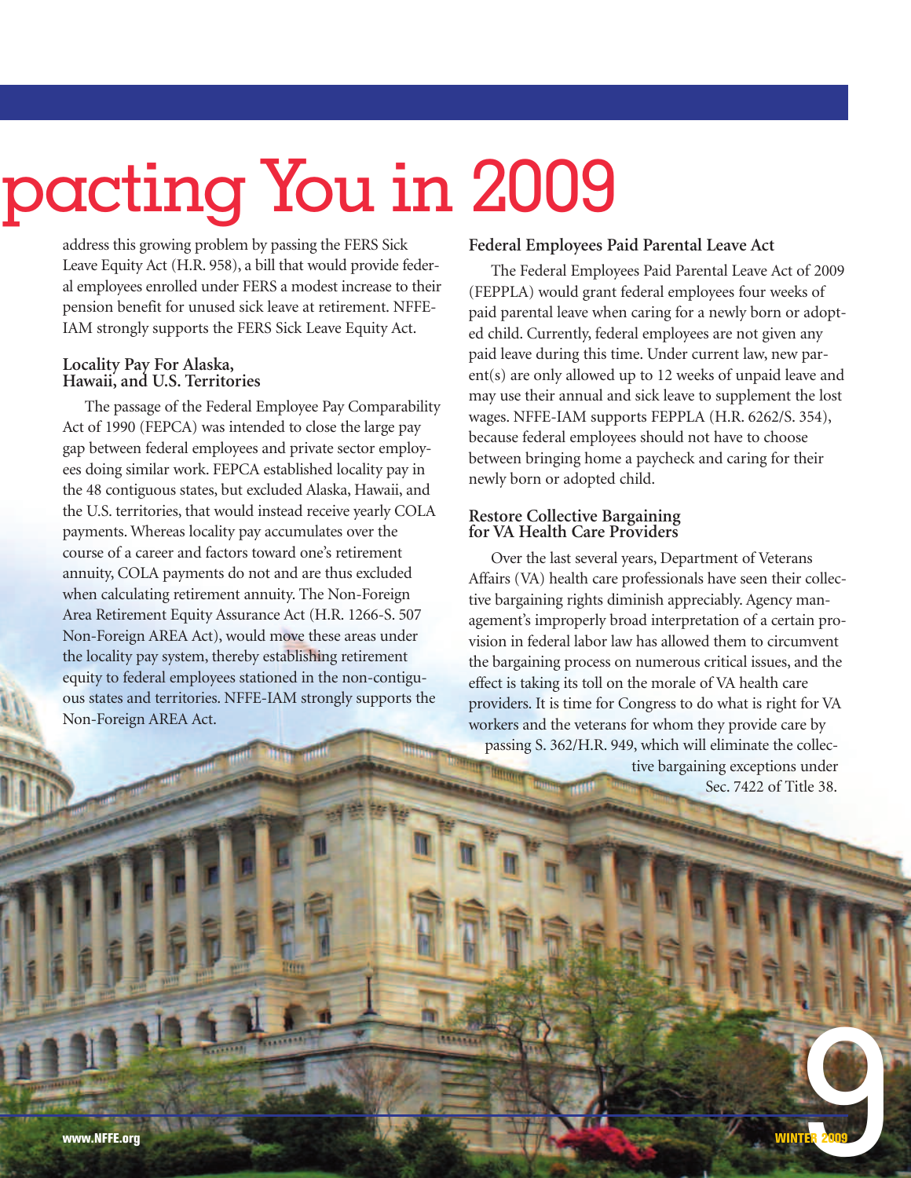# pacting You in 2009

address this growing problem by passing the FERS Sick Leave Equity Act (H.R. 958), a bill that would provide federal employees enrolled under FERS a modest increase to their pension benefit for unused sick leave at retirement. NFFE-IAM strongly supports the FERS Sick Leave Equity Act.

### Locality Pay For Alaska, Hawaii, and U.S. Territories

The passage of the Federal Employee Pay Comparability Act of 1990 (FEPCA) was intended to close the large pay gap between federal employees and private sector employees doing similar work. FEPCA established locality pay in the 48 contiguous states, but excluded Alaska, Hawaii, and the U.S. territories, that would instead receive yearly COLA payments. Whereas locality pay accumulates over the course of a career and factors toward one's retirement annuity, COLA payments do not and are thus excluded when calculating retirement annuity. The Non-Foreign Area Retirement Equity Assurance Act (H.R. 1266-S. 507 Non-Foreign AREA Act), would move these areas under the locality pay system, thereby establishing retirement equity to federal employees stationed in the non-contiguous states and territories. NFFE-IAM strongly supports the Non-Foreign AREA Act.

### Federal Employees Paid Parental Leave Act

The Federal Employees Paid Parental Leave Act of 2009 (FEPPLA) would grant federal employees four weeks of paid parental leave when caring for a newly born or adopted child. Currently, federal employees are not given any paid leave during this time. Under current law, new parent(s) are only allowed up to 12 weeks of unpaid leave and may use their annual and sick leave to supplement the lost wages. NFFE-IAM supports FEPPLA (H.R. 6262/S. 354), because federal employees should not have to choose between bringing home a paycheck and caring for their newly born or adopted child.

### Restore Collective Bargaining for VA Health Care Providers

Over the last several years, Department of Veterans Affairs (VA) health care professionals have seen their collective bargaining rights diminish appreciably. Agency management's improperly broad interpretation of a certain provision in federal labor law has allowed them to circumvent the bargaining process on numerous critical issues, and the effect is taking its toll on the morale of VA health care providers. It is time for Congress to do what is right for VA workers and the veterans for whom they provide care by passing S. 362/H.R. 949, which will eliminate the collective bargaining exceptions under Sec. 7422 of Title 38.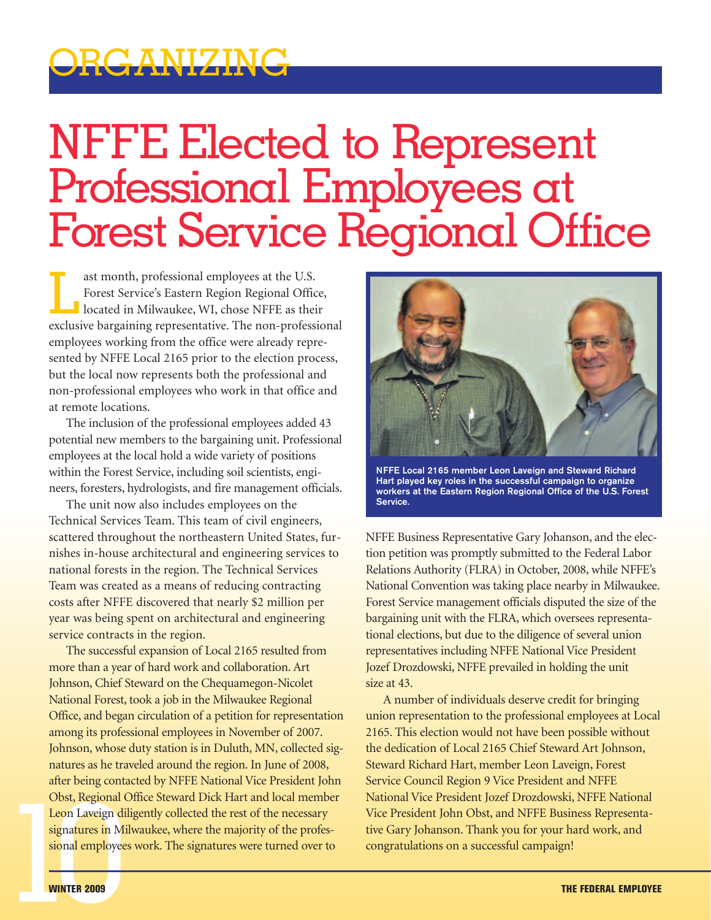# ORGANIZING

# NFFE Elected to Represent Professional Employees at Forest Service Regional Office

Last month, professional employees at the U.S. Forest Service's Eastern Region Regional Office, located in Milwaukee, WI, chose NFFE as their exclusive bargaining representative. The non-professional employees working from the office were already represented by NFFE Local 2165 prior to the election process, but the local now represents both the professional and non-professional employees who work in that office and at remote locations.

The inclusion of the professional employees added 43 potential new members to the bargaining unit. Professional employees at the local hold a wide variety of positions within the Forest Service, including soil scientists, engineers, foresters, hydrologists, and fire management officials.

The unit now also includes employees on the Technical Services Team. This team of civil engineers, scattered throughout the northeastern United States, furnishes in-house architectural and engineering services to national forests in the region. The Technical Services Team was created as a means of reducing contracting costs after NFFE discovered that nearly $2 million per year was being spent on architectural and engineering service contracts in the region.

The successful expansion of Local 2165 resulted from more than a year of hard work and collaboration. Art Johnson, Chief Steward on the Chequamegon-Nicolet National Forest, took a job in the Milwaukee Regional Office, and began circulation of a petition for representation among its professional employees in November of 2007. Johnson, whose duty station is in Duluth, MN, collected signatures as he traveled around the region. In June of 2008, after being contacted by NFFE National Vice President John Obst, Regional Office Steward Dick Hart and local member Leon Laveign diligently collected the rest of the necessary signatures in Milwaukee, where the majority of the professional employees work. The signatures were turned over to NFFE Business Representative Gary Johanson, and the election petition was promptly submitted to the Federal Labor Relations Authority (FLRA) in October, 2008, while NFFE's National Convention was taking place nearby in Milwaukee. Forest Service management officials disputed the size of the bargaining unit with the FLRA, which oversees representational elections, but due to the diligence of several union representatives including NFFE National Vice President Jozef Drozdowski, NFFE prevailed in holding the unit size at 43.

**NFFE Local 2165 member Leon Laveign and Steward Richard Hart played key roles in the successful campaign to organize workers at the Eastern Region Regional Office of the U.S. Forest Service.**

A number of individuals deserve credit for bringing union representation to the professional employees at Local 2165. This election would not have been possible without the dedication of Local 2165 Chief Steward Art Johnson, Steward Richard Hart, member Leon Laveign, Forest Service Council Region 9 Vice President and NFFE National Vice President Jozef Drozdowski, NFFE National Vice President John Obst, and NFFE Business Representative Gary Johanson. Thank you for your hard work, and congratulations on a successful campaign!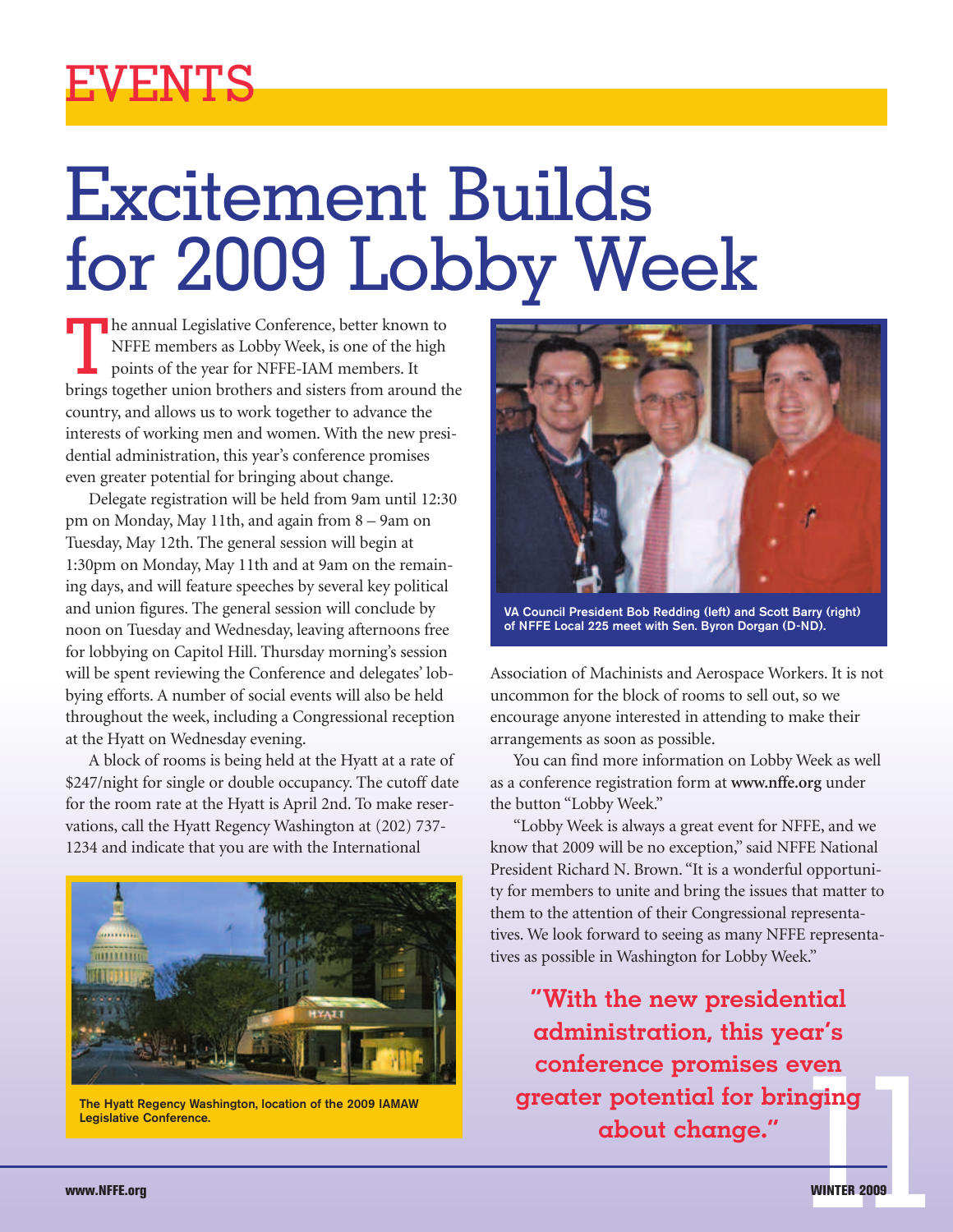# EVENTS

# Excitement Builds for 2009 Lobby Week

The annual Legislative Conference, better known to NFFE members as Lobby Week, is one of the high points of the year for NFFE-IAM members. It brings together union brothers and sisters from around the country, and allows us to work together to advance the interests of working men and women. With the new presidential administration, this year's conference promises even greater potential for bringing about change.

Delegate registration will be held from 9am until 12:30 pm on Monday, May 11th, and again from 8 – 9am on Tuesday, May 12th. The general session will begin at 1:30pm on Monday, May 11th and at 9am on the remaining days, and will feature speeches by several key political and union figures. The general session will conclude by noon on Tuesday and Wednesday, leaving afternoons free for lobbying on Capitol Hill. Thursday morning's session will be spent reviewing the Conference and delegates' lobbying efforts. A number of social events will also be held throughout the week, including a Congressional reception at the Hyatt on Wednesday evening.

A block of rooms is being held at the Hyatt at a rate of $247/night for single or double occupancy. The cutoff date for the room rate at the Hyatt is April 2nd. To make reservations, call the Hyatt Regency Washington at (202) 737-1234 and indicate that you are with the International Association of Machinists and Aerospace Workers. It is not uncommon for the block of rooms to sell out, so we encourage anyone interested in attending to make their arrangements as soon as possible.

The Hyatt Regency Washington, location of the 2009 IAMAW Legislative Conference.

VA Council President Bob Redding (left) and Scott Barry (right) of NFFE Local 225 meet with Sen. Byron Dorgan (D-ND).

You can find more information on Lobby Week as well as a conference registration form at **www.nffe.org** under the button "Lobby Week."

"Lobby Week is always a great event for NFFE, and we know that 2009 will be no exception," said NFFE National President Richard N. Brown. "It is a wonderful opportunity for members to unite and bring the issues that matter to them to the attention of their Congressional representatives. We look forward to seeing as many NFFE representatives as possible in Washington for Lobby Week."

**"With the new presidential administration, this year's conference promises even greater potential for bringing about change."**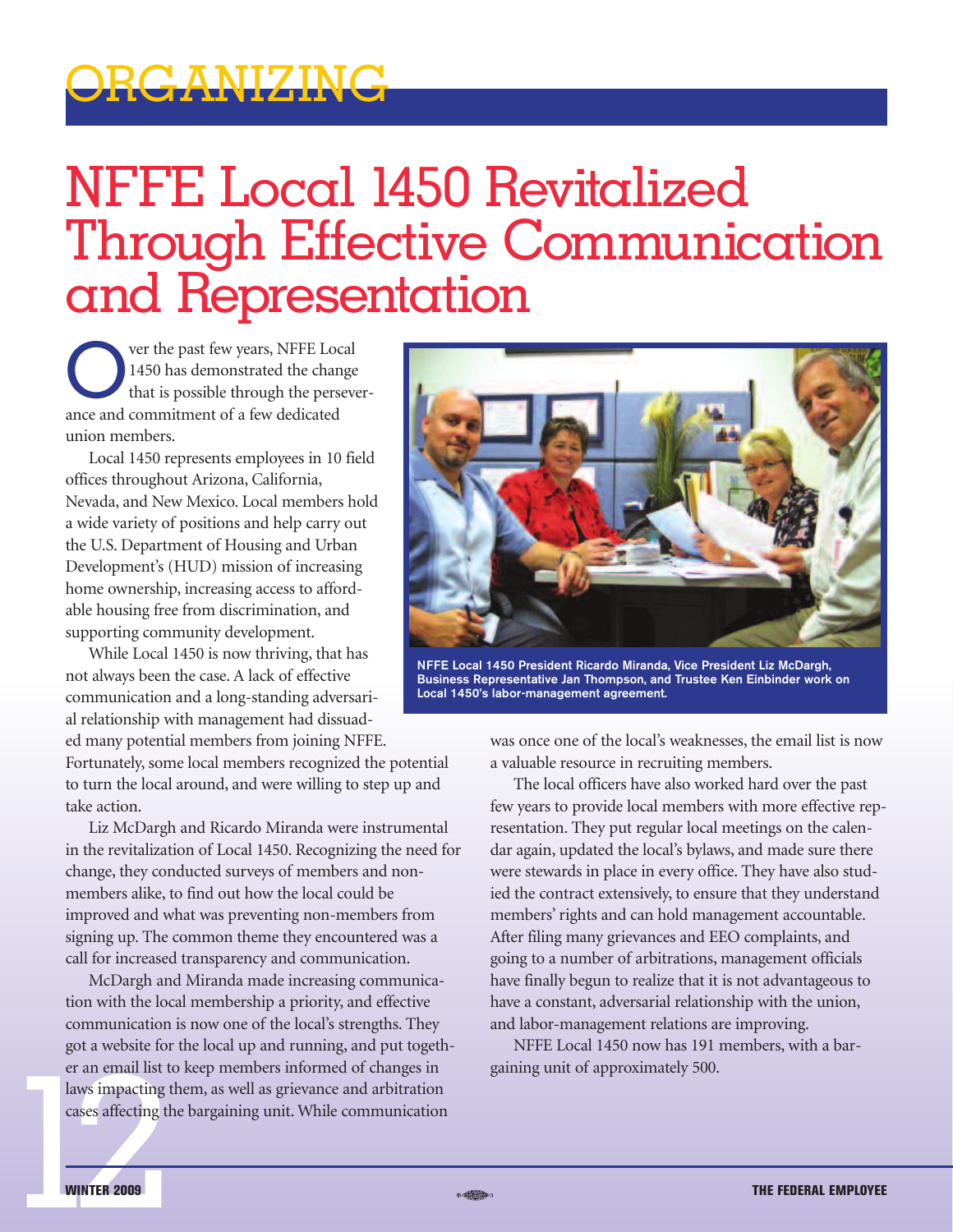# ORGANIZING

## NFFE Local 1450 Revitalized Through Effective Communication and Representation

Over the past few years, NFFE Local 1450 has demonstrated the change that is possible through the perseverance and commitment of a few dedicated union members.

Local 1450 represents employees in 10 field offices throughout Arizona, California, Nevada, and New Mexico. Local members hold a wide variety of positions and help carry out the U.S. Department of Housing and Urban Development's (HUD) mission of increasing home ownership, increasing access to affordable housing free from discrimination, and supporting community development.

While Local 1450 is now thriving, that has not always been the case. A lack of effective communication and a long-standing adversarial relationship with management had dissuaded many potential members from joining NFFE. Fortunately, some local members recognized the potential to turn the local around, and were willing to step up and take action.

Liz McDargh and Ricardo Miranda were instrumental in the revitalization of Local 1450. Recognizing the need for change, they conducted surveys of members and non-members alike, to find out how the local could be improved and what was preventing non-members from signing up. The common theme they encountered was a call for increased transparency and communication.

McDargh and Miranda made increasing communication with the local membership a priority, and effective communication is now one of the local's strengths. They got a website for the local up and running, and put together an email list to keep members informed of changes in laws impacting them, as well as grievance and arbitration cases affecting the bargaining unit. While communication was once one of the local's weaknesses, the email list is now a valuable resource in recruiting members.

NFFE Local 1450 President Ricardo Miranda, Vice President Liz McDargh, Business Representative Jan Thompson, and Trustee Ken Einbinder work on Local 1450's labor-management agreement.

The local officers have also worked hard over the past few years to provide local members with more effective representation. They put regular local meetings on the calendar again, updated the local's bylaws, and made sure there were stewards in place in every office. They have also studied the contract extensively, to ensure that they understand members' rights and can hold management accountable. After filing many grievances and EEO complaints, and going to a number of arbitrations, management officials have finally begun to realize that it is not advantageous to have a constant, adversarial relationship with the union, and labor-management relations are improving.

NFFE Local 1450 now has 191 members, with a bargaining unit of approximately 500.